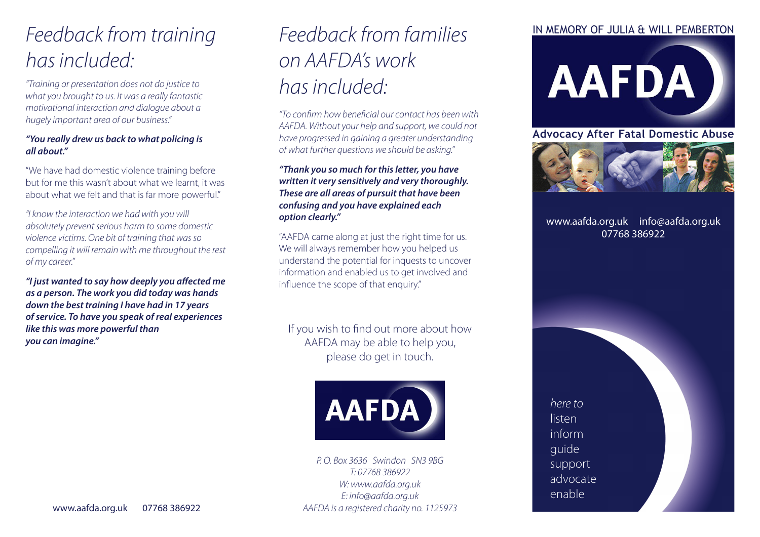# *Feedback from training has included:*

*"Training or presentation does not do justice to what you brought to us. It was a really fantastic motivational interaction and dialogue about a hugely important area of our business."*

***"You really drew us back to what policing is all about."***

"We have had domestic violence training before but for me this wasn't about what we learnt, it was about what we felt and that is far more powerful."

*"I know the interaction we had with you will absolutely prevent serious harm to some domestic violence victims. One bit of training that was so compelling it will remain with me throughout the rest of my career."*

***"I just wanted to say how deeply you affected me as a person. The work you did today was hands down the best training I have had in 17 years of service. To have you speak of real experiences like this was more powerful than you can imagine."***

www.aafda.org.uk 07768 386922

# *Feedback from families on AAFDA's work has included:*

*"To confirm how beneficial our contact has been with AAFDA. Without your help and support, we could not have progressed in gaining a greater understanding of what further questions we should be asking."*

***"Thank you so much for this letter, you have written it very sensitively and very thoroughly. These are all areas of pursuit that have been confusing and you have explained each option clearly."***

"AAFDA came along at just the right time for us. We will always remember how you helped us understand the potential for inquests to uncover information and enabled us to get involved and influence the scope of that enquiry."

If you wish to find out more about how AAFDA may be able to help you, please do get in touch.

AAFDA

*P. O. Box 3636 Swindon SN3 9BG*
*T: 07768 386922*
*W: www.aafda.org.uk*
*E: info@aafda.org.uk*
*AAFDA is a registered charity no. 1125973*

IN MEMORY OF JULIA & WILL PEMBERTON

# AAFDA

**Advocacy After Fatal Domestic Abuse**

www.aafda.org.uk info@aafda.org.uk
07768 386922

*here to*
listen
inform
guide
support
advocate
enable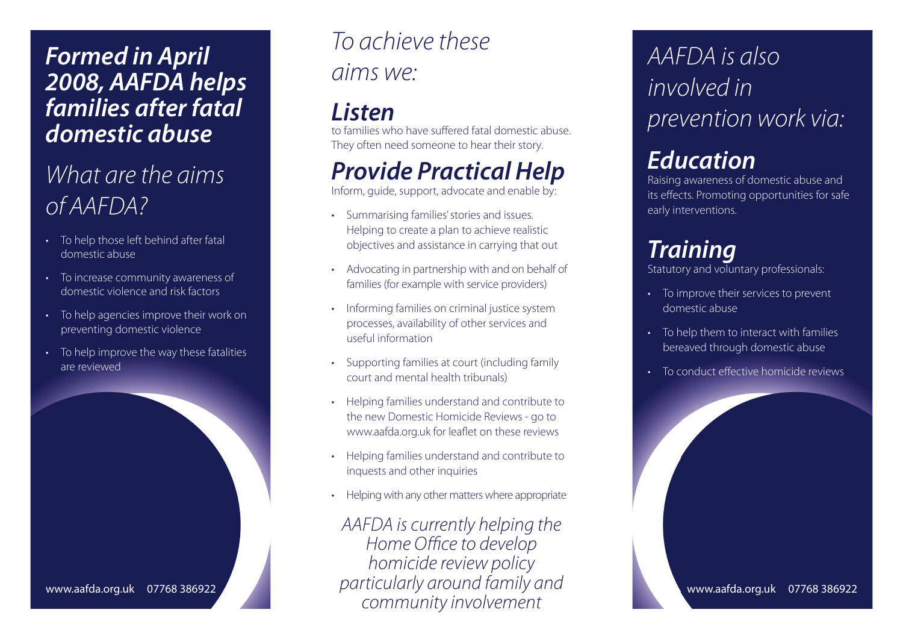## Formed in April 2008, AAFDA helps families after fatal domestic abuse

*What are the aims of AAFDA?*

- To help those left behind after fatal domestic abuse
- To increase community awareness of domestic violence and risk factors
- To help agencies improve their work on preventing domestic violence
- To help improve the way these fatalities are reviewed

www.aafda.org.uk 07768 386922

*To achieve these aims we:*

## Listen

to families who have suffered fatal domestic abuse. They often need someone to hear their story.

## Provide Practical Help

Inform, guide, support, advocate and enable by:

- Summarising families' stories and issues. Helping to create a plan to achieve realistic objectives and assistance in carrying that out
- Advocating in partnership with and on behalf of families (for example with service providers)
- Informing families on criminal justice system processes, availability of other services and useful information
- Supporting families at court (including family court and mental health tribunals)
- Helping families understand and contribute to the new Domestic Homicide Reviews - go to www.aafda.org.uk for leaflet on these reviews
- Helping families understand and contribute to inquests and other inquiries
- Helping with any other matters where appropriate

*AAFDA is currently helping the Home Office to develop homicide review policy particularly around family and community involvement*

*AAFDA is also involved in prevention work via:*

## Education

Raising awareness of domestic abuse and its effects. Promoting opportunities for safe early interventions.

## Training

Statutory and voluntary professionals:

- To improve their services to prevent domestic abuse
- To help them to interact with families bereaved through domestic abuse
- To conduct effective homicide reviews

www.aafda.org.uk 07768 386922